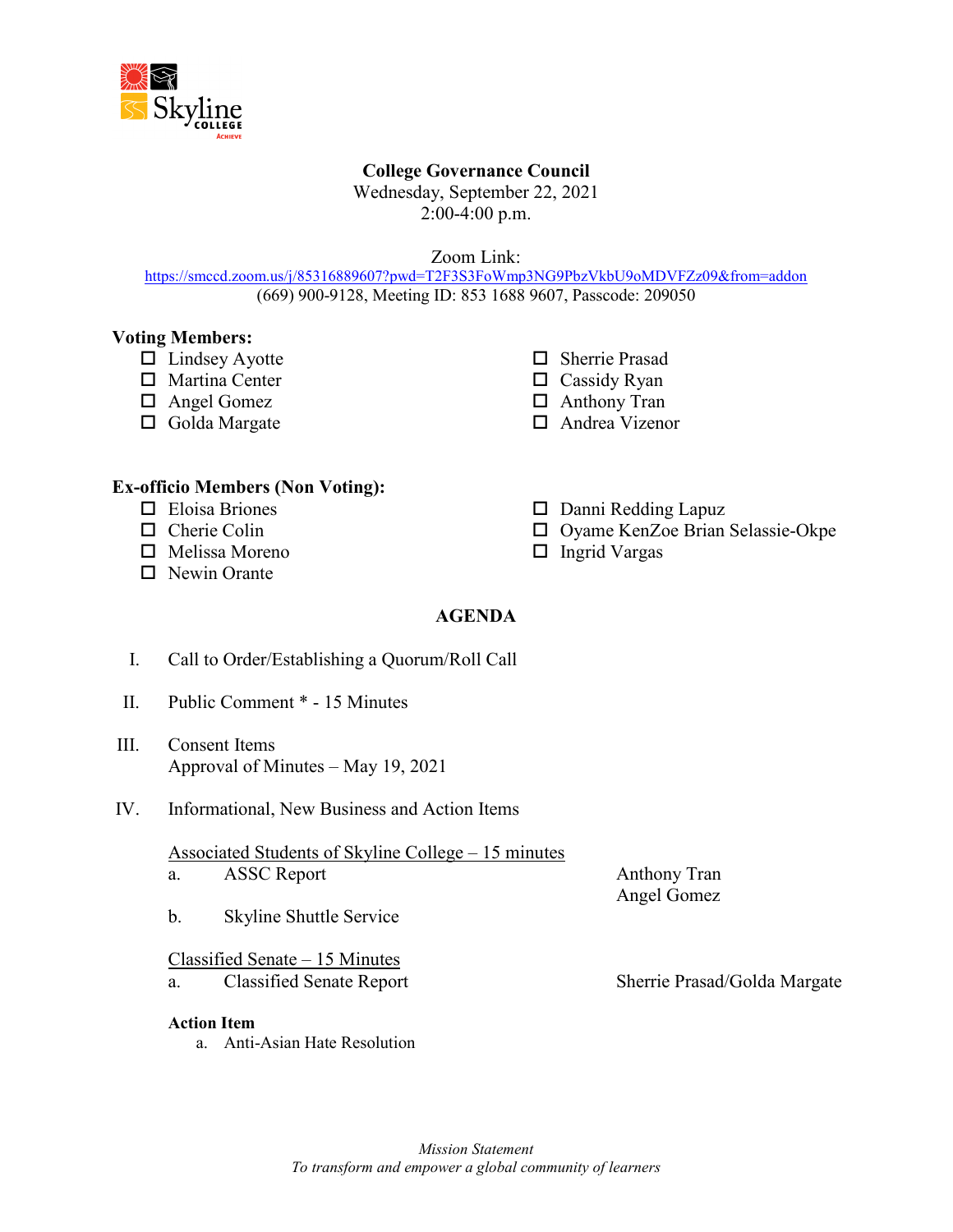# College Governance Council

Wednesday, September 22, 2021
2:00-4:00 p.m.

Zoom Link:
https://smccd.zoom.us/j/85316889607?pwd=T2F3S3FoWmp3NG9PbzVkbU9oMDVFZz09&from=addon
(669) 900-9128, Meeting ID: 853 1688 9607, Passcode: 209050

**Voting Members:**

- ☐ Lindsey Ayotte
- ☐ Martina Center
- ☐ Angel Gomez
- ☐ Golda Margate
- ☐ Sherrie Prasad
- ☐ Cassidy Ryan
- ☐ Anthony Tran
- ☐ Andrea Vizenor

**Ex-officio Members (Non Voting):**

- ☐ Eloisa Briones
- ☐ Cherie Colin
- ☐ Melissa Moreno
- ☐ Newin Orante
- ☐ Danni Redding Lapuz
- ☐ Oyame KenZoe Brian Selassie-Okpe
- ☐ Ingrid Vargas

## AGENDA

I. Call to Order/Establishing a Quorum/Roll Call

II. Public Comment * - 15 Minutes

III. Consent Items
Approval of Minutes – May 19, 2021

IV. Informational, New Business and Action Items

Associated Students of Skyline College – 15 minutes

a. ASSC Report — Anthony Tran, Angel Gomez

b. Skyline Shuttle Service

Classified Senate – 15 Minutes

a. Classified Senate Report — Sherrie Prasad/Golda Margate

**Action Item**

a. Anti-Asian Hate Resolution

*Mission Statement*
*To transform and empower a global community of learners*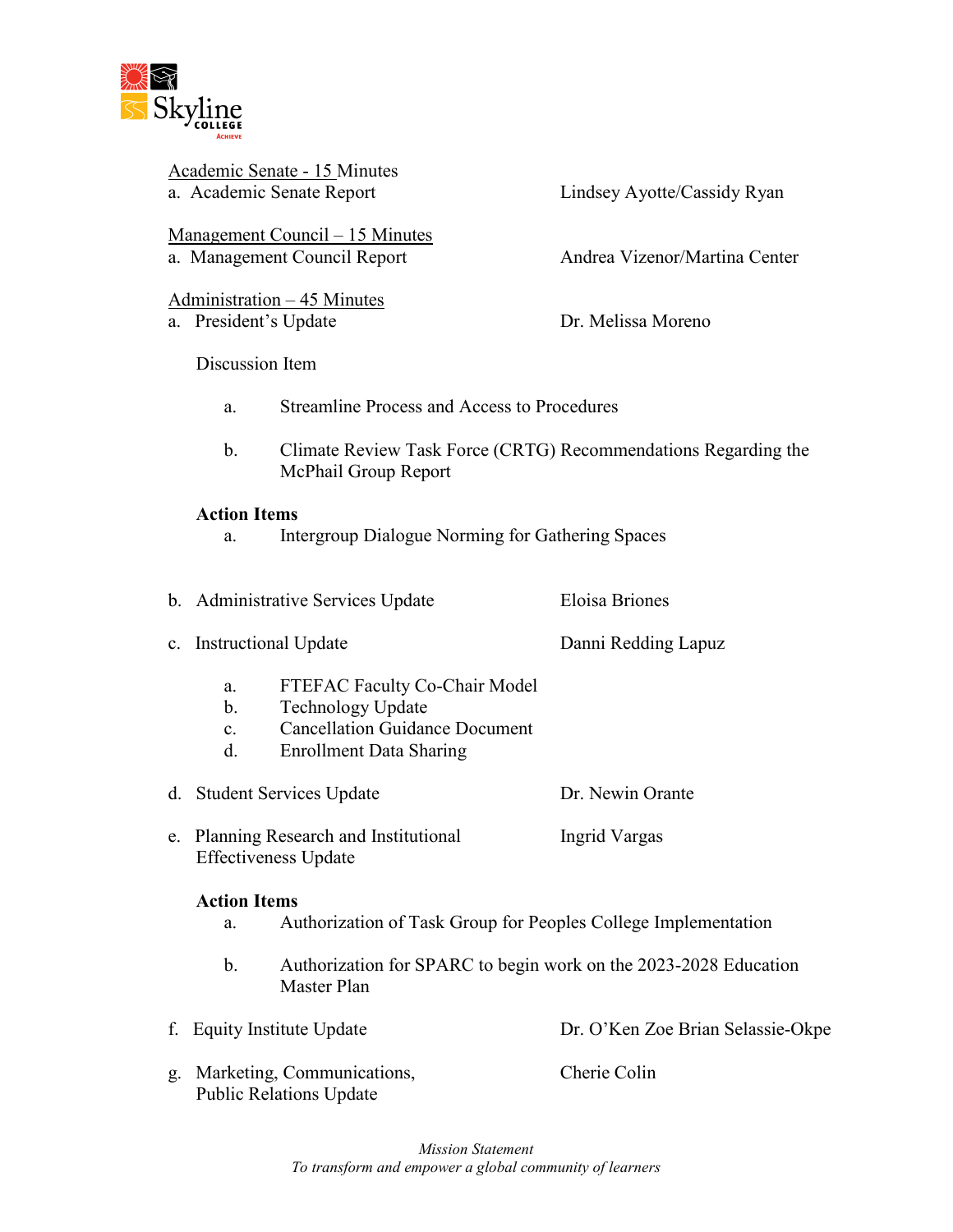Academic Senate - 15 Minutes

a. Academic Senate Report — Lindsey Ayotte/Cassidy Ryan

Management Council – 15 Minutes

a. Management Council Report — Andrea Vizenor/Martina Center

Administration – 45 Minutes

a. President's Update — Dr. Melissa Moreno

Discussion Item

a. Streamline Process and Access to Procedures

b. Climate Review Task Force (CRTG) Recommendations Regarding the McPhail Group Report

**Action Items**

a. Intergroup Dialogue Norming for Gathering Spaces

b. Administrative Services Update — Eloisa Briones

c. Instructional Update — Danni Redding Lapuz

a. FTEFAC Faculty Co-Chair Model
b. Technology Update
c. Cancellation Guidance Document
d. Enrollment Data Sharing

d. Student Services Update — Dr. Newin Orante

e. Planning Research and Institutional Effectiveness Update — Ingrid Vargas

**Action Items**

a. Authorization of Task Group for Peoples College Implementation

b. Authorization for SPARC to begin work on the 2023-2028 Education Master Plan

f. Equity Institute Update — Dr. O'Ken Zoe Brian Selassie-Okpe

g. Marketing, Communications, Public Relations Update — Cherie Colin

*Mission Statement*
*To transform and empower a global community of learners*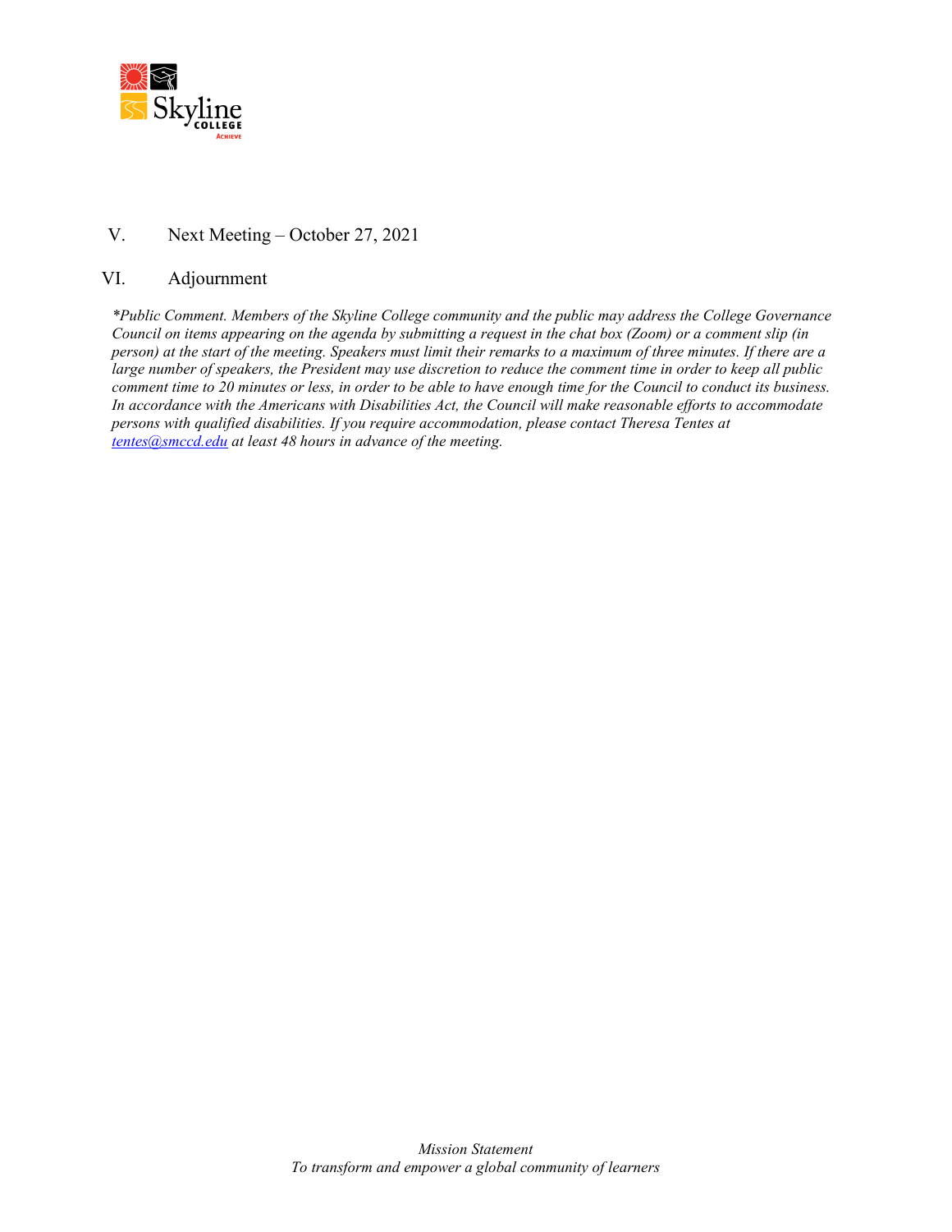V. Next Meeting – October 27, 2021

VI. Adjournment

*\*Public Comment. Members of the Skyline College community and the public may address the College Governance Council on items appearing on the agenda by submitting a request in the chat box (Zoom) or a comment slip (in person) at the start of the meeting. Speakers must limit their remarks to a maximum of three minutes. If there are a large number of speakers, the President may use discretion to reduce the comment time in order to keep all public comment time to 20 minutes or less, in order to be able to have enough time for the Council to conduct its business. In accordance with the Americans with Disabilities Act, the Council will make reasonable efforts to accommodate persons with qualified disabilities. If you require accommodation, please contact Theresa Tentes at [tentes@smccd.edu](mailto:tentes@smccd.edu) at least 48 hours in advance of the meeting.*

*Mission Statement*
*To transform and empower a global community of learners*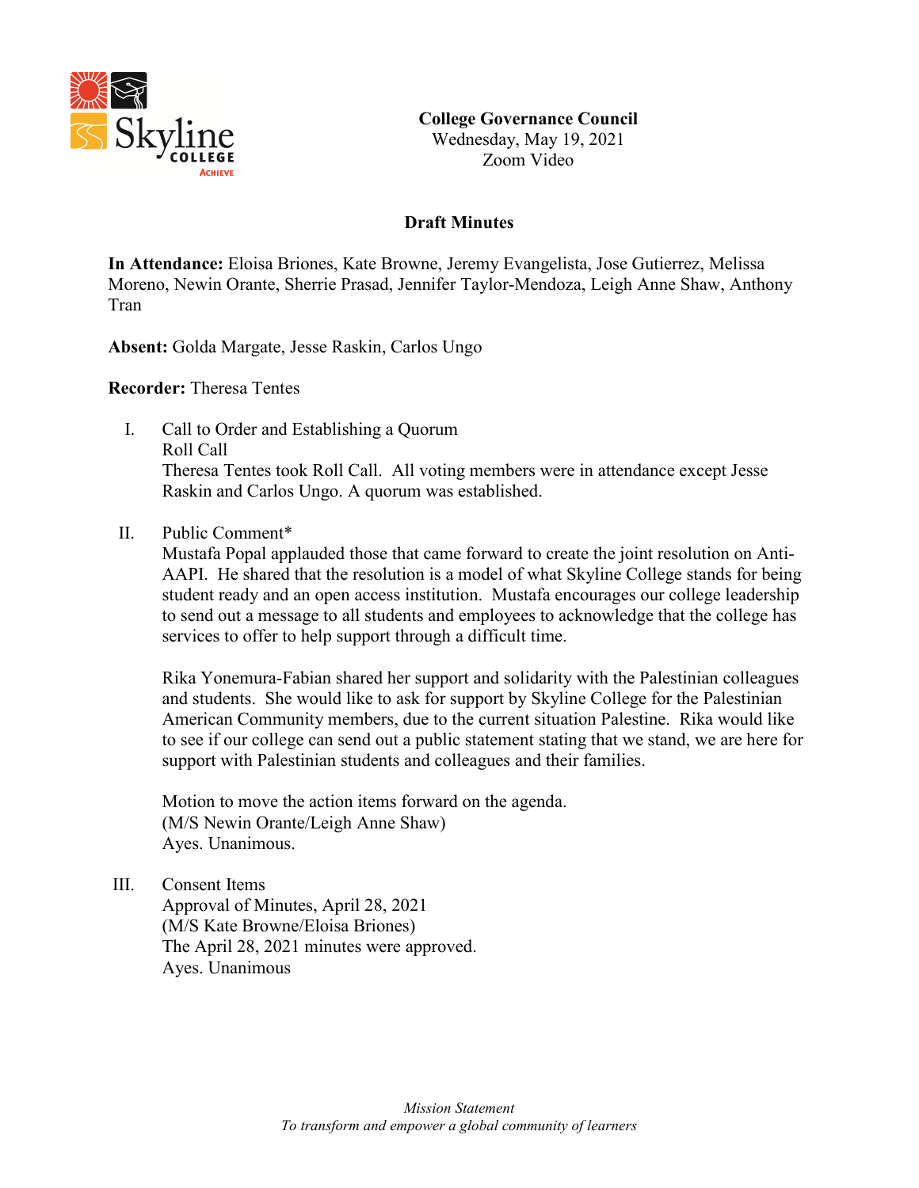**College Governance Council**
Wednesday, May 19, 2021
Zoom Video

## Draft Minutes

**In Attendance:** Eloisa Briones, Kate Browne, Jeremy Evangelista, Jose Gutierrez, Melissa Moreno, Newin Orante, Sherrie Prasad, Jennifer Taylor-Mendoza, Leigh Anne Shaw, Anthony Tran

**Absent:** Golda Margate, Jesse Raskin, Carlos Ungo

**Recorder:** Theresa Tentes

I. Call to Order and Establishing a Quorum
Roll Call
Theresa Tentes took Roll Call. All voting members were in attendance except Jesse Raskin and Carlos Ungo. A quorum was established.

II. Public Comment*
Mustafa Popal applauded those that came forward to create the joint resolution on Anti-AAPI. He shared that the resolution is a model of what Skyline College stands for being student ready and an open access institution. Mustafa encourages our college leadership to send out a message to all students and employees to acknowledge that the college has services to offer to help support through a difficult time.

Rika Yonemura-Fabian shared her support and solidarity with the Palestinian colleagues and students. She would like to ask for support by Skyline College for the Palestinian American Community members, due to the current situation Palestine. Rika would like to see if our college can send out a public statement stating that we stand, we are here for support with Palestinian students and colleagues and their families.

Motion to move the action items forward on the agenda.
(M/S Newin Orante/Leigh Anne Shaw)
Ayes. Unanimous.

III. Consent Items
Approval of Minutes, April 28, 2021
(M/S Kate Browne/Eloisa Briones)
The April 28, 2021 minutes were approved.
Ayes. Unanimous

*Mission Statement*
*To transform and empower a global community of learners*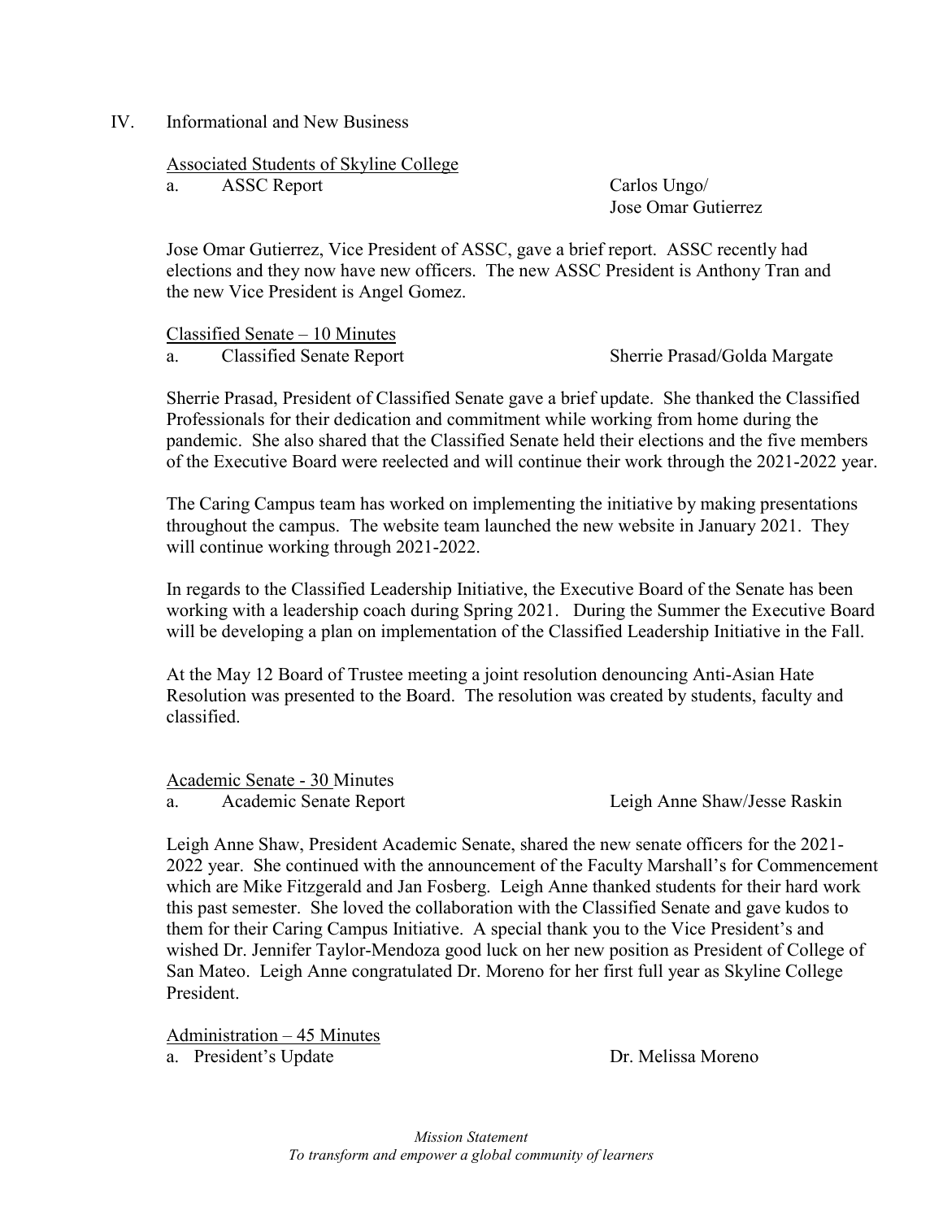IV. Informational and New Business

Associated Students of Skyline College

a. ASSC Report — Carlos Ungo/ Jose Omar Gutierrez

Jose Omar Gutierrez, Vice President of ASSC, gave a brief report. ASSC recently had elections and they now have new officers. The new ASSC President is Anthony Tran and the new Vice President is Angel Gomez.

Classified Senate – 10 Minutes

a. Classified Senate Report — Sherrie Prasad/Golda Margate

Sherrie Prasad, President of Classified Senate gave a brief update. She thanked the Classified Professionals for their dedication and commitment while working from home during the pandemic. She also shared that the Classified Senate held their elections and the five members of the Executive Board were reelected and will continue their work through the 2021-2022 year.

The Caring Campus team has worked on implementing the initiative by making presentations throughout the campus. The website team launched the new website in January 2021. They will continue working through 2021-2022.

In regards to the Classified Leadership Initiative, the Executive Board of the Senate has been working with a leadership coach during Spring 2021. During the Summer the Executive Board will be developing a plan on implementation of the Classified Leadership Initiative in the Fall.

At the May 12 Board of Trustee meeting a joint resolution denouncing Anti-Asian Hate Resolution was presented to the Board. The resolution was created by students, faculty and classified.

Academic Senate - 30 Minutes

a. Academic Senate Report — Leigh Anne Shaw/Jesse Raskin

Leigh Anne Shaw, President Academic Senate, shared the new senate officers for the 2021-2022 year. She continued with the announcement of the Faculty Marshall's for Commencement which are Mike Fitzgerald and Jan Fosberg. Leigh Anne thanked students for their hard work this past semester. She loved the collaboration with the Classified Senate and gave kudos to them for their Caring Campus Initiative. A special thank you to the Vice President's and wished Dr. Jennifer Taylor-Mendoza good luck on her new position as President of College of San Mateo. Leigh Anne congratulated Dr. Moreno for her first full year as Skyline College President.

Administration – 45 Minutes

a. President's Update — Dr. Melissa Moreno

*Mission Statement*
*To transform and empower a global community of learners*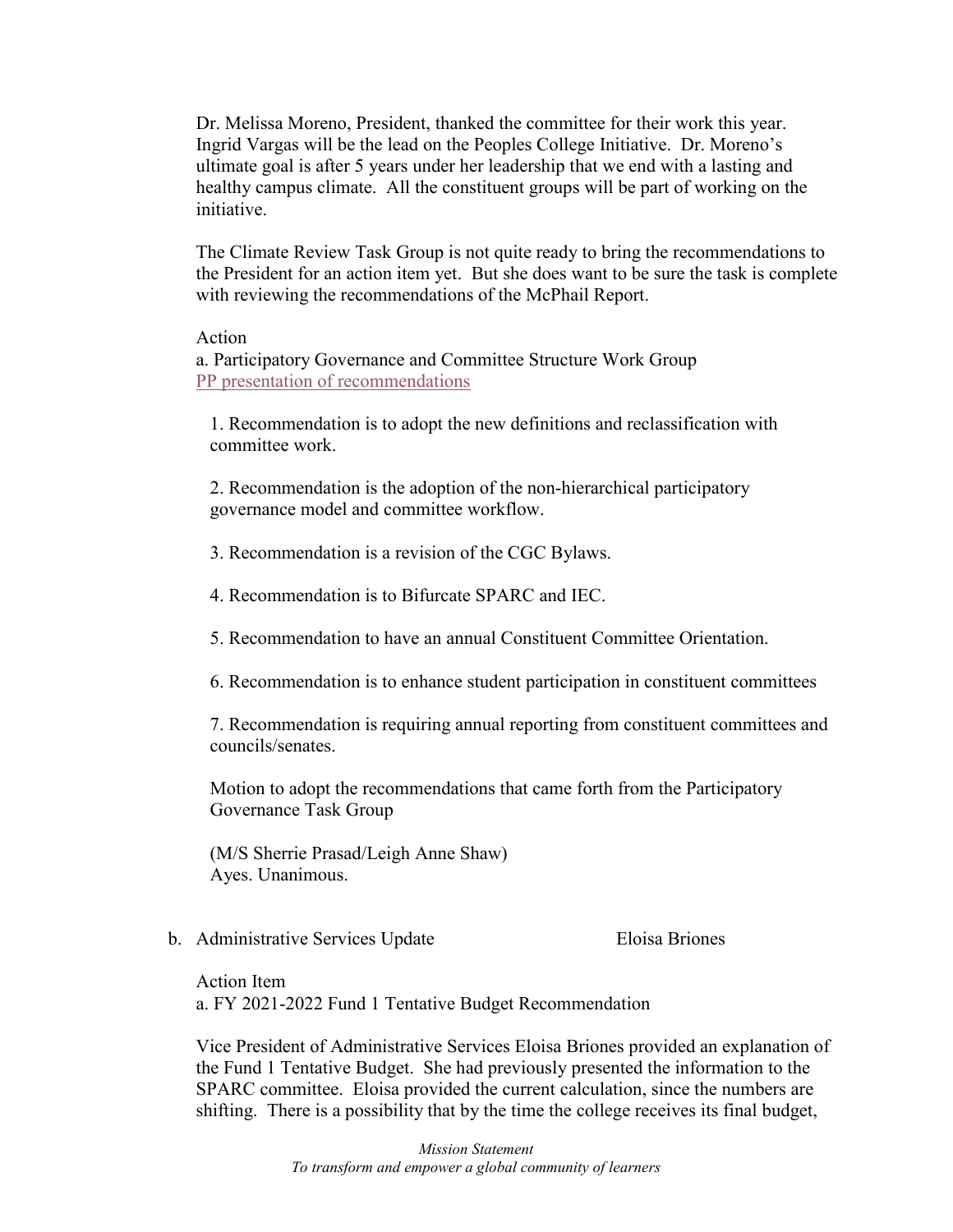Dr. Melissa Moreno, President, thanked the committee for their work this year. Ingrid Vargas will be the lead on the Peoples College Initiative. Dr. Moreno's ultimate goal is after 5 years under her leadership that we end with a lasting and healthy campus climate. All the constituent groups will be part of working on the initiative.

The Climate Review Task Group is not quite ready to bring the recommendations to the President for an action item yet. But she does want to be sure the task is complete with reviewing the recommendations of the McPhail Report.

Action

a. Participatory Governance and Committee Structure Work Group
PP presentation of recommendations

1. Recommendation is to adopt the new definitions and reclassification with committee work.

2. Recommendation is the adoption of the non-hierarchical participatory governance model and committee workflow.

3. Recommendation is a revision of the CGC Bylaws.

4. Recommendation is to Bifurcate SPARC and IEC.

5. Recommendation to have an annual Constituent Committee Orientation.

6. Recommendation is to enhance student participation in constituent committees

7. Recommendation is requiring annual reporting from constituent committees and councils/senates.

Motion to adopt the recommendations that came forth from the Participatory Governance Task Group

(M/S Sherrie Prasad/Leigh Anne Shaw)
Ayes. Unanimous.

b. Administrative Services Update — Eloisa Briones

Action Item

a. FY 2021-2022 Fund 1 Tentative Budget Recommendation

Vice President of Administrative Services Eloisa Briones provided an explanation of the Fund 1 Tentative Budget. She had previously presented the information to the SPARC committee. Eloisa provided the current calculation, since the numbers are shifting. There is a possibility that by the time the college receives its final budget,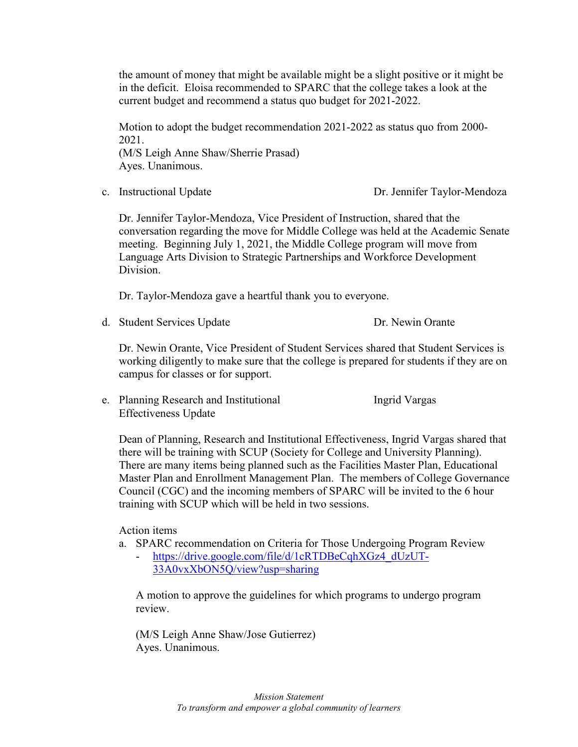the amount of money that might be available might be a slight positive or it might be in the deficit. Eloisa recommended to SPARC that the college takes a look at the current budget and recommend a status quo budget for 2021-2022.

Motion to adopt the budget recommendation 2021-2022 as status quo from 2000-2021.
(M/S Leigh Anne Shaw/Sherrie Prasad)
Ayes. Unanimous.

c. Instructional Update — Dr. Jennifer Taylor-Mendoza

Dr. Jennifer Taylor-Mendoza, Vice President of Instruction, shared that the conversation regarding the move for Middle College was held at the Academic Senate meeting. Beginning July 1, 2021, the Middle College program will move from Language Arts Division to Strategic Partnerships and Workforce Development Division.

Dr. Taylor-Mendoza gave a heartful thank you to everyone.

d. Student Services Update — Dr. Newin Orante

Dr. Newin Orante, Vice President of Student Services shared that Student Services is working diligently to make sure that the college is prepared for students if they are on campus for classes or for support.

e. Planning Research and Institutional Effectiveness Update — Ingrid Vargas

Dean of Planning, Research and Institutional Effectiveness, Ingrid Vargas shared that there will be training with SCUP (Society for College and University Planning). There are many items being planned such as the Facilities Master Plan, Educational Master Plan and Enrollment Management Plan. The members of College Governance Council (CGC) and the incoming members of SPARC will be invited to the 6 hour training with SCUP which will be held in two sessions.

Action items

a. SPARC recommendation on Criteria for Those Undergoing Program Review
   - https://drive.google.com/file/d/1cRTDBeCqhXGz4_dUzUT-33A0vxXbON5Q/view?usp=sharing

   A motion to approve the guidelines for which programs to undergo program review.

   (M/S Leigh Anne Shaw/Jose Gutierrez)
   Ayes. Unanimous.

*Mission Statement*
*To transform and empower a global community of learners*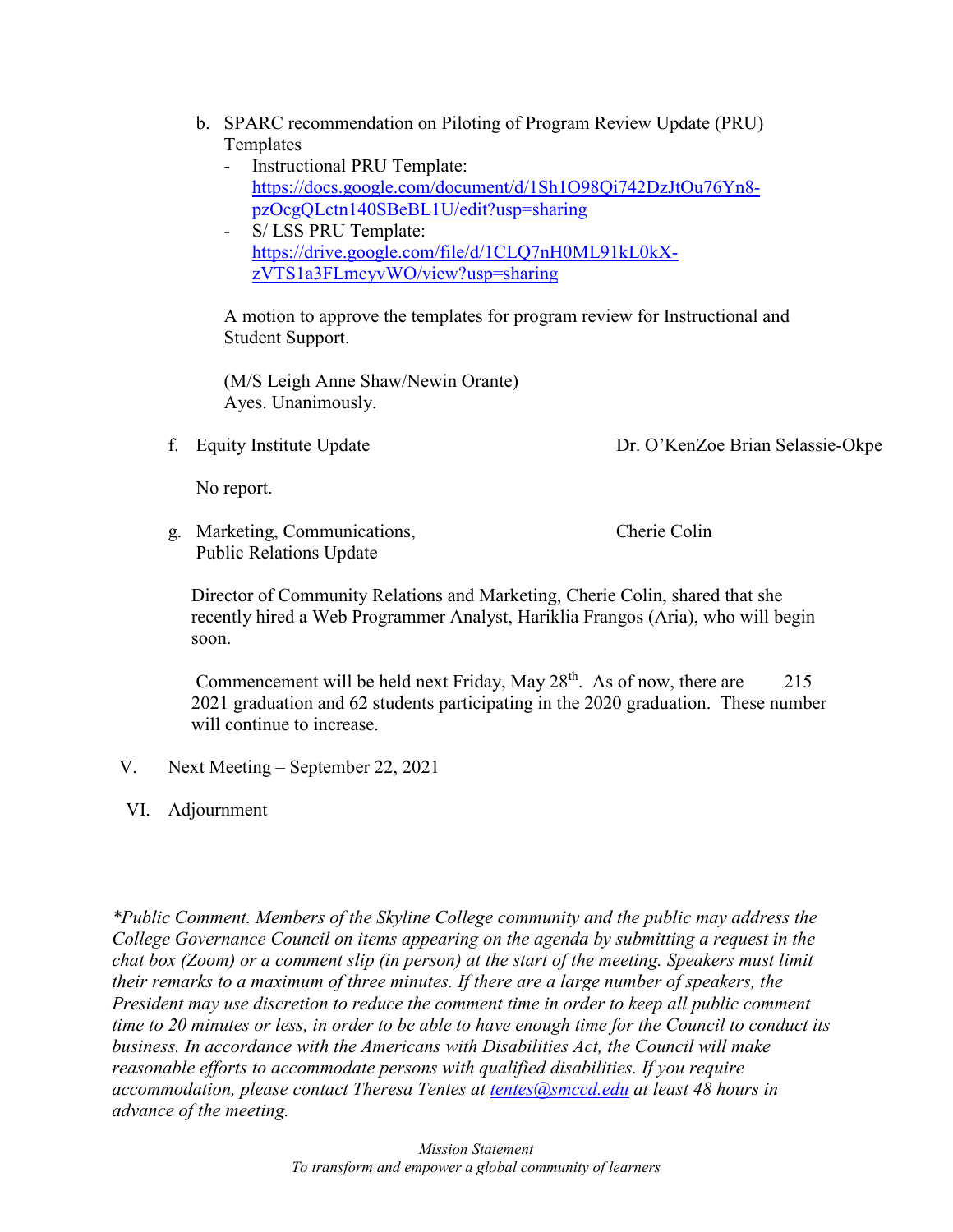b. SPARC recommendation on Piloting of Program Review Update (PRU) Templates
   - Instructional PRU Template: https://docs.google.com/document/d/1Sh1O98Qi742DzJtOu76Yn8-pzOcgQLctn140SBeBL1U/edit?usp=sharing
   - S/ LSS PRU Template: https://drive.google.com/file/d/1CLQ7nH0ML91kL0kX-zVTS1a3FLmcyvWO/view?usp=sharing

   A motion to approve the templates for program review for Instructional and Student Support.

   (M/S Leigh Anne Shaw/Newin Orante)
   Ayes. Unanimously.

f. Equity Institute Update — Dr. O'KenZoe Brian Selassie-Okpe

   No report.

g. Marketing, Communications, Public Relations Update — Cherie Colin

   Director of Community Relations and Marketing, Cherie Colin, shared that she recently hired a Web Programmer Analyst, Hariklia Frangos (Aria), who will begin soon.

   Commencement will be held next Friday, May 28th. As of now, there are 215 2021 graduation and 62 students participating in the 2020 graduation. These number will continue to increase.

V. Next Meeting – September 22, 2021

VI. Adjournment

*\*Public Comment. Members of the Skyline College community and the public may address the College Governance Council on items appearing on the agenda by submitting a request in the chat box (Zoom) or a comment slip (in person) at the start of the meeting. Speakers must limit their remarks to a maximum of three minutes. If there are a large number of speakers, the President may use discretion to reduce the comment time in order to keep all public comment time to 20 minutes or less, in order to be able to have enough time for the Council to conduct its business. In accordance with the Americans with Disabilities Act, the Council will make reasonable efforts to accommodate persons with qualified disabilities. If you require accommodation, please contact Theresa Tentes at tentes@smccd.edu at least 48 hours in advance of the meeting.*

*Mission Statement*
*To transform and empower a global community of learners*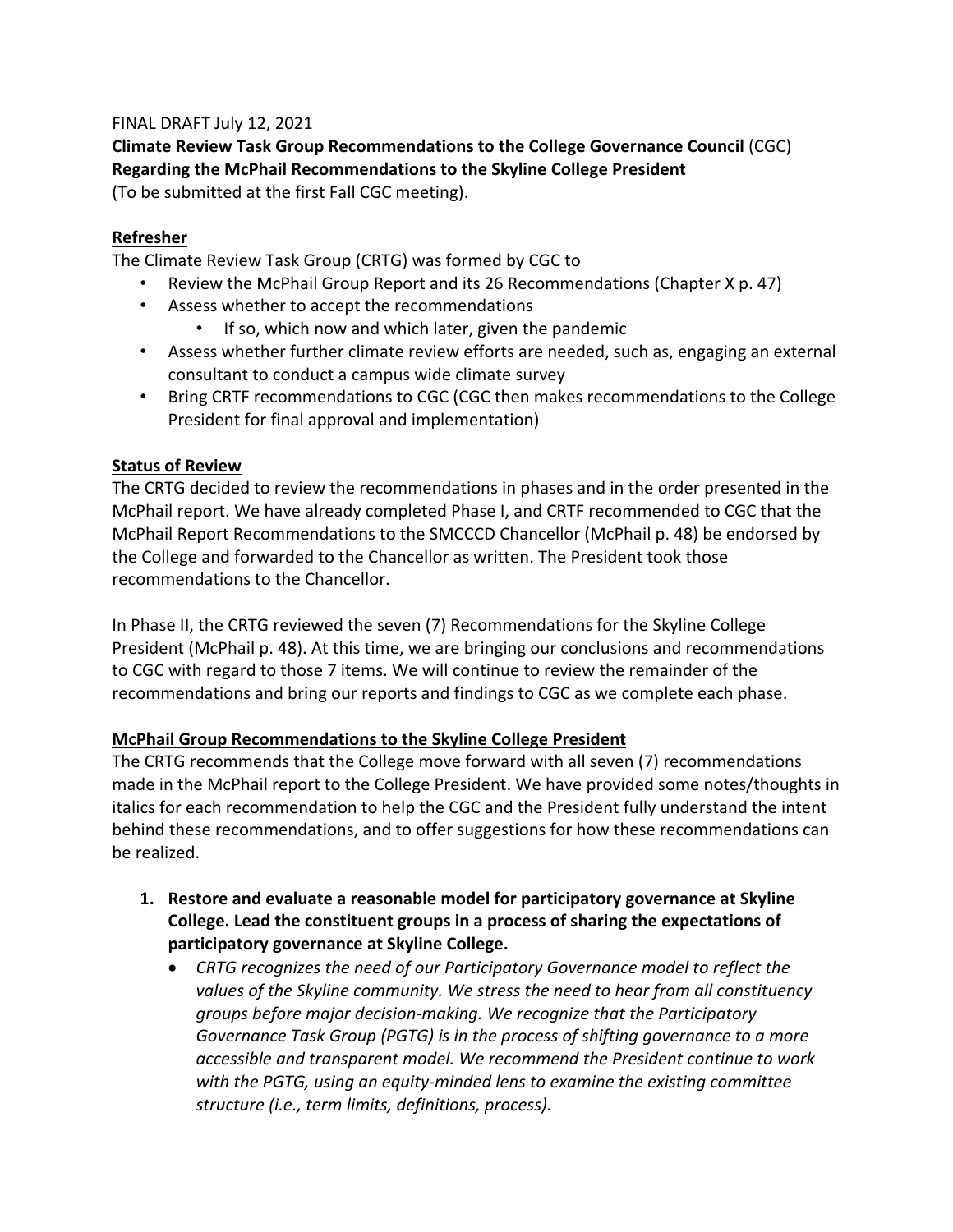FINAL DRAFT July 12, 2021

**Climate Review Task Group Recommendations to the College Governance Council** (CGC)
**Regarding the McPhail Recommendations to the Skyline College President**
(To be submitted at the first Fall CGC meeting).

**Refresher**

The Climate Review Task Group (CRTG) was formed by CGC to

- Review the McPhail Group Report and its 26 Recommendations (Chapter X p. 47)
- Assess whether to accept the recommendations
    - If so, which now and which later, given the pandemic
- Assess whether further climate review efforts are needed, such as, engaging an external consultant to conduct a campus wide climate survey
- Bring CRTF recommendations to CGC (CGC then makes recommendations to the College President for final approval and implementation)

**Status of Review**

The CRTG decided to review the recommendations in phases and in the order presented in the McPhail report. We have already completed Phase I, and CRTF recommended to CGC that the McPhail Report Recommendations to the SMCCCD Chancellor (McPhail p. 48) be endorsed by the College and forwarded to the Chancellor as written. The President took those recommendations to the Chancellor.

In Phase II, the CRTG reviewed the seven (7) Recommendations for the Skyline College President (McPhail p. 48). At this time, we are bringing our conclusions and recommendations to CGC with regard to those 7 items. We will continue to review the remainder of the recommendations and bring our reports and findings to CGC as we complete each phase.

**McPhail Group Recommendations to the Skyline College President**

The CRTG recommends that the College move forward with all seven (7) recommendations made in the McPhail report to the College President. We have provided some notes/thoughts in italics for each recommendation to help the CGC and the President fully understand the intent behind these recommendations, and to offer suggestions for how these recommendations can be realized.

1. **Restore and evaluate a reasonable model for participatory governance at Skyline College. Lead the constituent groups in a process of sharing the expectations of participatory governance at Skyline College.**
    - *CRTG recognizes the need of our Participatory Governance model to reflect the values of the Skyline community. We stress the need to hear from all constituency groups before major decision-making. We recognize that the Participatory Governance Task Group (PGTG) is in the process of shifting governance to a more accessible and transparent model. We recommend the President continue to work with the PGTG, using an equity-minded lens to examine the existing committee structure (i.e., term limits, definitions, process).*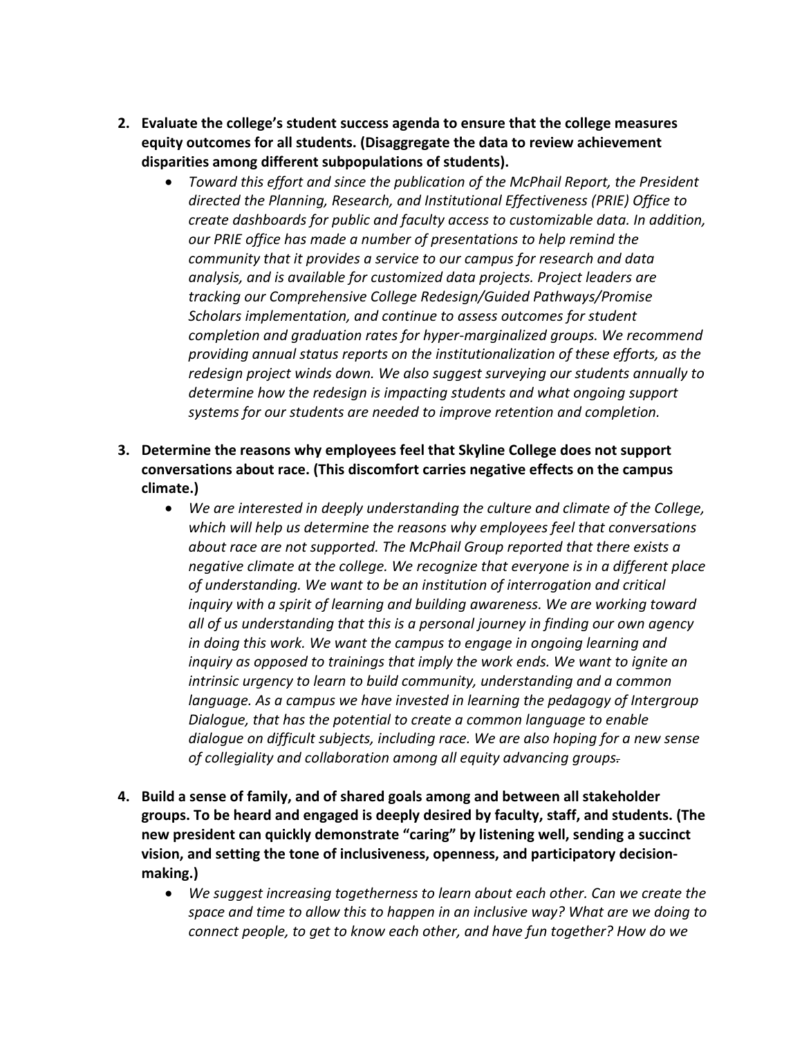2. **Evaluate the college's student success agenda to ensure that the college measures equity outcomes for all students. (Disaggregate the data to review achievement disparities among different subpopulations of students).**
   - *Toward this effort and since the publication of the McPhail Report, the President directed the Planning, Research, and Institutional Effectiveness (PRIE) Office to create dashboards for public and faculty access to customizable data. In addition, our PRIE office has made a number of presentations to help remind the community that it provides a service to our campus for research and data analysis, and is available for customized data projects. Project leaders are tracking our Comprehensive College Redesign/Guided Pathways/Promise Scholars implementation, and continue to assess outcomes for student completion and graduation rates for hyper-marginalized groups. We recommend providing annual status reports on the institutionalization of these efforts, as the redesign project winds down. We also suggest surveying our students annually to determine how the redesign is impacting students and what ongoing support systems for our students are needed to improve retention and completion.*

3. **Determine the reasons why employees feel that Skyline College does not support conversations about race. (This discomfort carries negative effects on the campus climate.)**
   - *We are interested in deeply understanding the culture and climate of the College, which will help us determine the reasons why employees feel that conversations about race are not supported. The McPhail Group reported that there exists a negative climate at the college. We recognize that everyone is in a different place of understanding. We want to be an institution of interrogation and critical inquiry with a spirit of learning and building awareness. We are working toward all of us understanding that this is a personal journey in finding our own agency in doing this work. We want the campus to engage in ongoing learning and inquiry as opposed to trainings that imply the work ends. We want to ignite an intrinsic urgency to learn to build community, understanding and a common language. As a campus we have invested in learning the pedagogy of Intergroup Dialogue, that has the potential to create a common language to enable dialogue on difficult subjects, including race. We are also hoping for a new sense of collegiality and collaboration among all equity advancing groups.*

4. **Build a sense of family, and of shared goals among and between all stakeholder groups. To be heard and engaged is deeply desired by faculty, staff, and students. (The new president can quickly demonstrate "caring" by listening well, sending a succinct vision, and setting the tone of inclusiveness, openness, and participatory decision-making.)**
   - *We suggest increasing togetherness to learn about each other. Can we create the space and time to allow this to happen in an inclusive way? What are we doing to connect people, to get to know each other, and have fun together? How do we*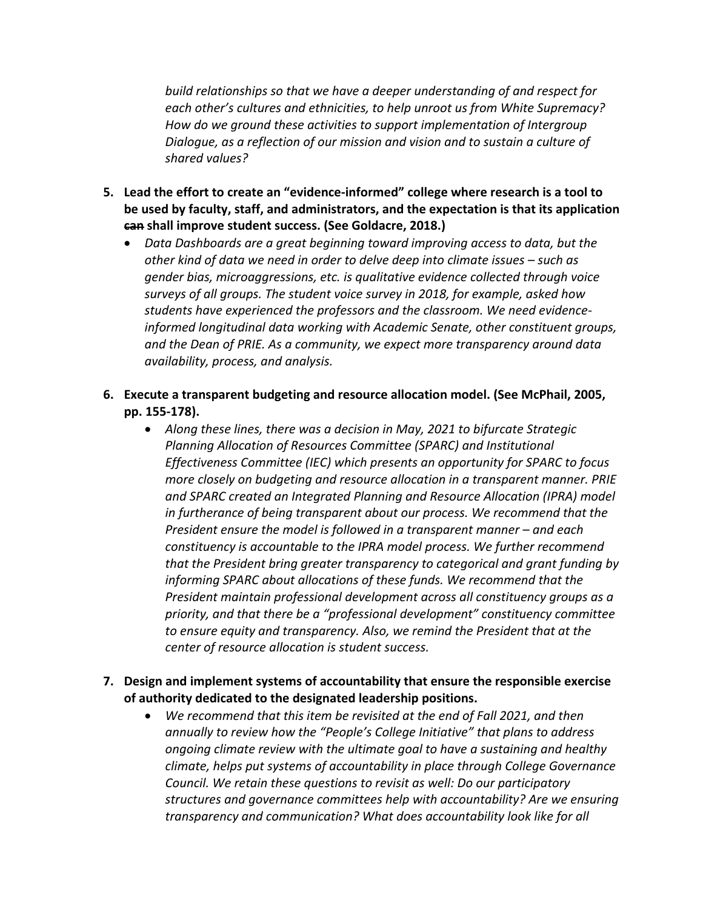*build relationships so that we have a deeper understanding of and respect for each other's cultures and ethnicities, to help unroot us from White Supremacy? How do we ground these activities to support implementation of Intergroup Dialogue, as a reflection of our mission and vision and to sustain a culture of shared values?*

5. **Lead the effort to create an "evidence-informed" college where research is a tool to be used by faculty, staff, and administrators, and the expectation is that its application ~~can~~ shall improve student success. (See Goldacre, 2018.)**
   - *Data Dashboards are a great beginning toward improving access to data, but the other kind of data we need in order to delve deep into climate issues – such as gender bias, microaggressions, etc. is qualitative evidence collected through voice surveys of all groups. The student voice survey in 2018, for example, asked how students have experienced the professors and the classroom. We need evidence-informed longitudinal data working with Academic Senate, other constituent groups, and the Dean of PRIE. As a community, we expect more transparency around data availability, process, and analysis.*

6. **Execute a transparent budgeting and resource allocation model. (See McPhail, 2005, pp. 155-178).**
   - *Along these lines, there was a decision in May, 2021 to bifurcate Strategic Planning Allocation of Resources Committee (SPARC) and Institutional Effectiveness Committee (IEC) which presents an opportunity for SPARC to focus more closely on budgeting and resource allocation in a transparent manner. PRIE and SPARC created an Integrated Planning and Resource Allocation (IPRA) model in furtherance of being transparent about our process. We recommend that the President ensure the model is followed in a transparent manner – and each constituency is accountable to the IPRA model process. We further recommend that the President bring greater transparency to categorical and grant funding by informing SPARC about allocations of these funds. We recommend that the President maintain professional development across all constituency groups as a priority, and that there be a "professional development" constituency committee to ensure equity and transparency. Also, we remind the President that at the center of resource allocation is student success.*

7. **Design and implement systems of accountability that ensure the responsible exercise of authority dedicated to the designated leadership positions.**
   - *We recommend that this item be revisited at the end of Fall 2021, and then annually to review how the "People's College Initiative" that plans to address ongoing climate review with the ultimate goal to have a sustaining and healthy climate, helps put systems of accountability in place through College Governance Council. We retain these questions to revisit as well: Do our participatory structures and governance committees help with accountability? Are we ensuring transparency and communication? What does accountability look like for all*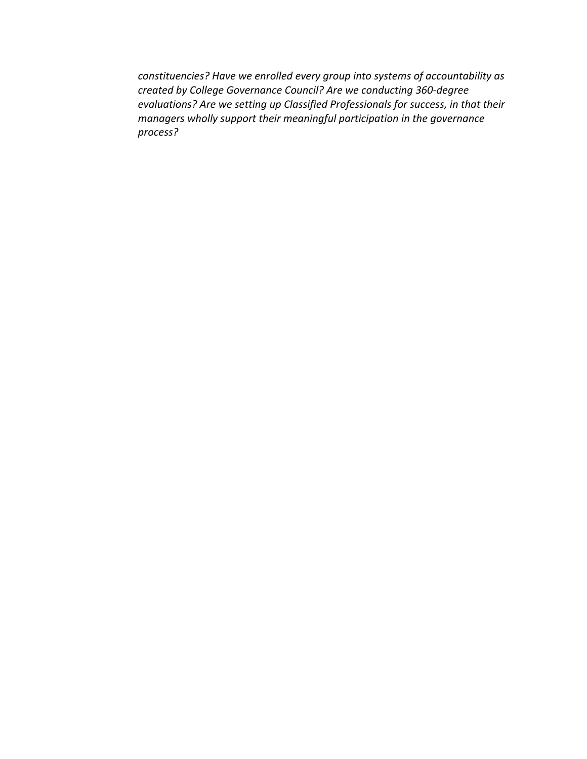*constituencies? Have we enrolled every group into systems of accountability as created by College Governance Council? Are we conducting 360-degree evaluations? Are we setting up Classified Professionals for success, in that their managers wholly support their meaningful participation in the governance process?*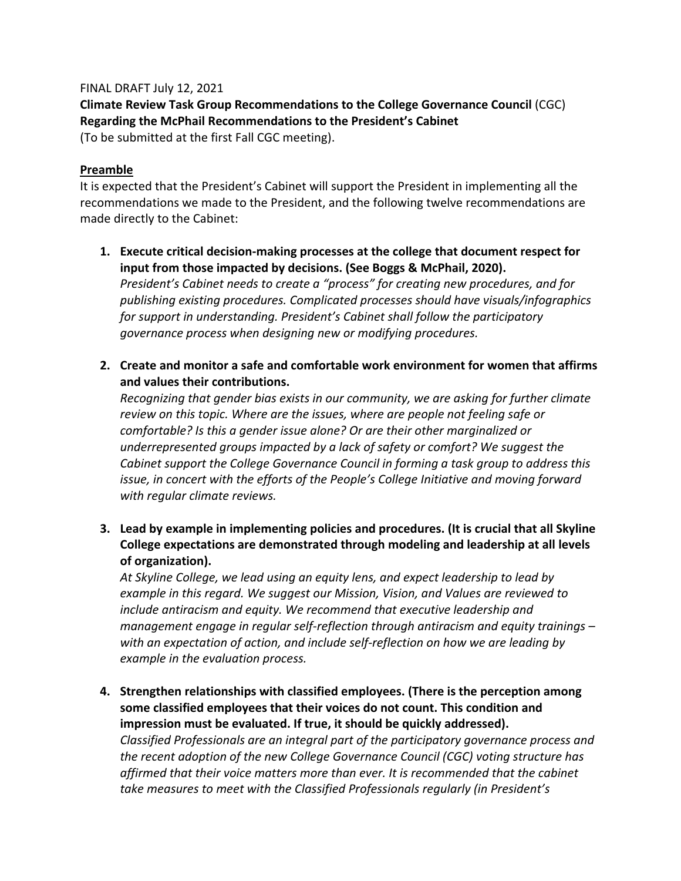FINAL DRAFT July 12, 2021

**Climate Review Task Group Recommendations to the College Governance Council** (CGC)
**Regarding the McPhail Recommendations to the President's Cabinet**
(To be submitted at the first Fall CGC meeting).

**Preamble**

It is expected that the President's Cabinet will support the President in implementing all the recommendations we made to the President, and the following twelve recommendations are made directly to the Cabinet:

1. **Execute critical decision-making processes at the college that document respect for input from those impacted by decisions. (See Boggs & McPhail, 2020).**
   *President's Cabinet needs to create a "process" for creating new procedures, and for publishing existing procedures. Complicated processes should have visuals/infographics for support in understanding. President's Cabinet shall follow the participatory governance process when designing new or modifying procedures.*

2. **Create and monitor a safe and comfortable work environment for women that affirms and values their contributions.**
   *Recognizing that gender bias exists in our community, we are asking for further climate review on this topic. Where are the issues, where are people not feeling safe or comfortable? Is this a gender issue alone? Or are their other marginalized or underrepresented groups impacted by a lack of safety or comfort? We suggest the Cabinet support the College Governance Council in forming a task group to address this issue, in concert with the efforts of the People's College Initiative and moving forward with regular climate reviews.*

3. **Lead by example in implementing policies and procedures. (It is crucial that all Skyline College expectations are demonstrated through modeling and leadership at all levels of organization).**
   *At Skyline College, we lead using an equity lens, and expect leadership to lead by example in this regard. We suggest our Mission, Vision, and Values are reviewed to include antiracism and equity. We recommend that executive leadership and management engage in regular self-reflection through antiracism and equity trainings – with an expectation of action, and include self-reflection on how we are leading by example in the evaluation process.*

4. **Strengthen relationships with classified employees. (There is the perception among some classified employees that their voices do not count. This condition and impression must be evaluated. If true, it should be quickly addressed).**
   *Classified Professionals are an integral part of the participatory governance process and the recent adoption of the new College Governance Council (CGC) voting structure has affirmed that their voice matters more than ever. It is recommended that the cabinet take measures to meet with the Classified Professionals regularly (in President's*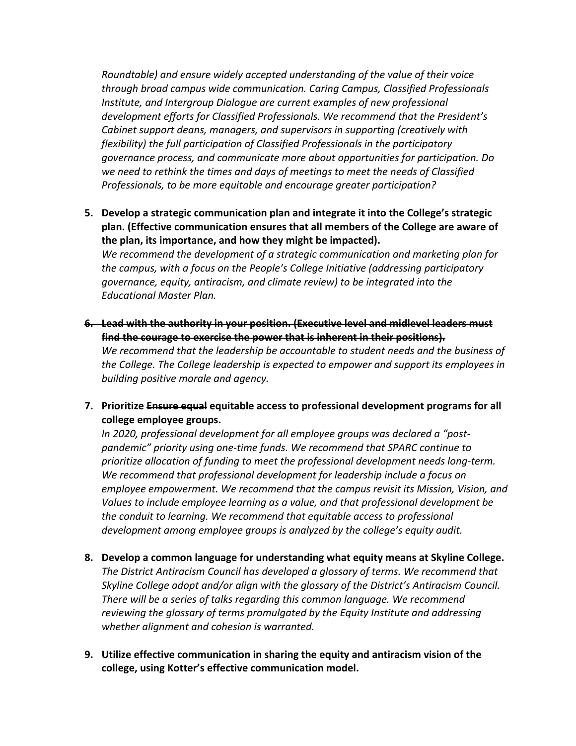*Roundtable) and ensure widely accepted understanding of the value of their voice through broad campus wide communication. Caring Campus, Classified Professionals Institute, and Intergroup Dialogue are current examples of new professional development efforts for Classified Professionals. We recommend that the President's Cabinet support deans, managers, and supervisors in supporting (creatively with flexibility) the full participation of Classified Professionals in the participatory governance process, and communicate more about opportunities for participation. Do we need to rethink the times and days of meetings to meet the needs of Classified Professionals, to be more equitable and encourage greater participation?*

5. **Develop a strategic communication plan and integrate it into the College's strategic plan. (Effective communication ensures that all members of the College are aware of the plan, its importance, and how they might be impacted).**
   *We recommend the development of a strategic communication and marketing plan for the campus, with a focus on the People's College Initiative (addressing participatory governance, equity, antiracism, and climate review) to be integrated into the Educational Master Plan.*

6. ~~**Lead with the authority in your position. (Executive level and midlevel leaders must find the courage to exercise the power that is inherent in their positions).**~~
   *We recommend that the leadership be accountable to student needs and the business of the College. The College leadership is expected to empower and support its employees in building positive morale and agency.*

7. **Prioritize ~~Ensure equal~~ equitable access to professional development programs for all college employee groups.**
   *In 2020, professional development for all employee groups was declared a "post-pandemic" priority using one-time funds. We recommend that SPARC continue to prioritize allocation of funding to meet the professional development needs long-term. We recommend that professional development for leadership include a focus on employee empowerment. We recommend that the campus revisit its Mission, Vision, and Values to include employee learning as a value, and that professional development be the conduit to learning. We recommend that equitable access to professional development among employee groups is analyzed by the college's equity audit.*

8. **Develop a common language for understanding what equity means at Skyline College.**
   *The District Antiracism Council has developed a glossary of terms. We recommend that Skyline College adopt and/or align with the glossary of the District's Antiracism Council. There will be a series of talks regarding this common language. We recommend reviewing the glossary of terms promulgated by the Equity Institute and addressing whether alignment and cohesion is warranted.*

9. **Utilize effective communication in sharing the equity and antiracism vision of the college, using Kotter's effective communication model.**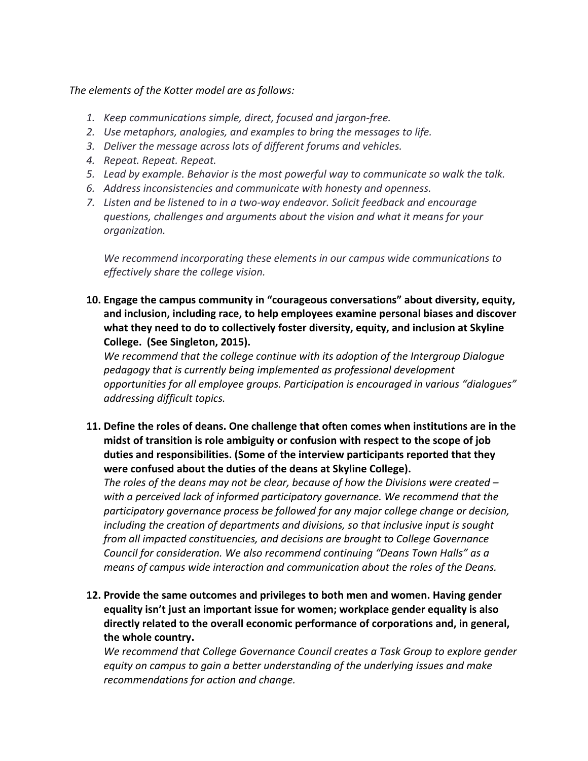*The elements of the Kotter model are as follows:*

1. *Keep communications simple, direct, focused and jargon-free.*
2. *Use metaphors, analogies, and examples to bring the messages to life.*
3. *Deliver the message across lots of different forums and vehicles.*
4. *Repeat. Repeat. Repeat.*
5. *Lead by example. Behavior is the most powerful way to communicate so walk the talk.*
6. *Address inconsistencies and communicate with honesty and openness.*
7. *Listen and be listened to in a two-way endeavor. Solicit feedback and encourage questions, challenges and arguments about the vision and what it means for your organization.*

   *We recommend incorporating these elements in our campus wide communications to effectively share the college vision.*

10. **Engage the campus community in "courageous conversations" about diversity, equity, and inclusion, including race, to help employees examine personal biases and discover what they need to do to collectively foster diversity, equity, and inclusion at Skyline College. (See Singleton, 2015).**
    *We recommend that the college continue with its adoption of the Intergroup Dialogue pedagogy that is currently being implemented as professional development opportunities for all employee groups. Participation is encouraged in various "dialogues" addressing difficult topics.*

11. **Define the roles of deans. One challenge that often comes when institutions are in the midst of transition is role ambiguity or confusion with respect to the scope of job duties and responsibilities. (Some of the interview participants reported that they were confused about the duties of the deans at Skyline College).**
    *The roles of the deans may not be clear, because of how the Divisions were created – with a perceived lack of informed participatory governance. We recommend that the participatory governance process be followed for any major college change or decision, including the creation of departments and divisions, so that inclusive input is sought from all impacted constituencies, and decisions are brought to College Governance Council for consideration. We also recommend continuing "Deans Town Halls" as a means of campus wide interaction and communication about the roles of the Deans.*

12. **Provide the same outcomes and privileges to both men and women. Having gender equality isn't just an important issue for women; workplace gender equality is also directly related to the overall economic performance of corporations and, in general, the whole country.**
    *We recommend that College Governance Council creates a Task Group to explore gender equity on campus to gain a better understanding of the underlying issues and make recommendations for action and change.*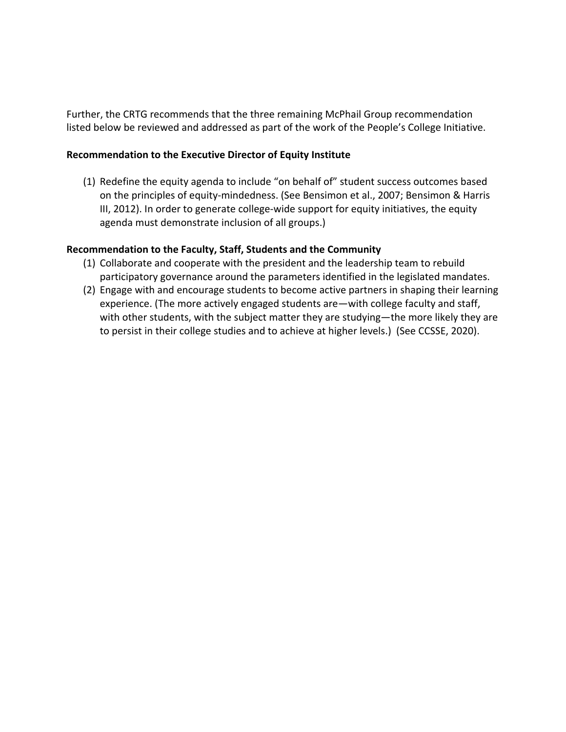Further, the CRTG recommends that the three remaining McPhail Group recommendation listed below be reviewed and addressed as part of the work of the People's College Initiative.

**Recommendation to the Executive Director of Equity Institute**

(1) Redefine the equity agenda to include "on behalf of" student success outcomes based on the principles of equity-mindedness. (See Bensimon et al., 2007; Bensimon & Harris III, 2012). In order to generate college-wide support for equity initiatives, the equity agenda must demonstrate inclusion of all groups.)

**Recommendation to the Faculty, Staff, Students and the Community**

(1) Collaborate and cooperate with the president and the leadership team to rebuild participatory governance around the parameters identified in the legislated mandates.
(2) Engage with and encourage students to become active partners in shaping their learning experience. (The more actively engaged students are—with college faculty and staff, with other students, with the subject matter they are studying—the more likely they are to persist in their college studies and to achieve at higher levels.) (See CCSSE, 2020).